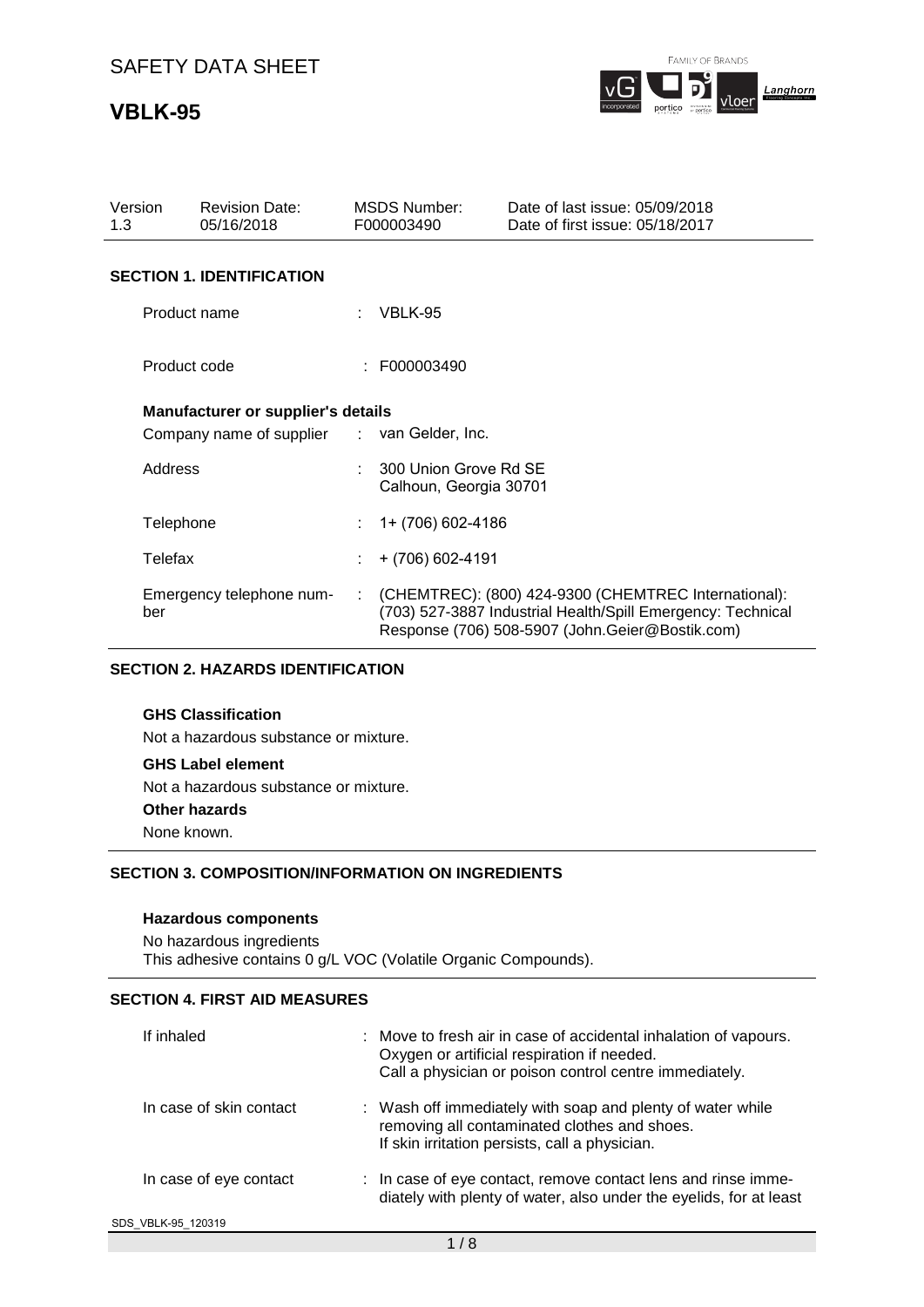# SAFETY DATA SHEET

# VBLK-95

| Version | Revision Date: | MSDS Number: | Date of last issue: 05/09/2018 |
|---|---|---|---|
| 1.3 | 05/16/2018 | F000003490 | Date of first issue: 05/18/2017 |

## SECTION 1. IDENTIFICATION

Product name : VBLK-95

Product code : F000003490

**Manufacturer or supplier's details**

Company name of supplier : van Gelder, Inc.

Address : 300 Union Grove Rd SE
Calhoun, Georgia 30701

Telephone : 1+ (706) 602-4186

Telefax : + (706) 602-4191

Emergency telephone number : (CHEMTREC): (800) 424-9300 (CHEMTREC International): (703) 527-3887 Industrial Health/Spill Emergency: Technical Response (706) 508-5907 (John.Geier@Bostik.com)

## SECTION 2. HAZARDS IDENTIFICATION

**GHS Classification**

Not a hazardous substance or mixture.

**GHS Label element**

Not a hazardous substance or mixture.

**Other hazards**

None known.

## SECTION 3. COMPOSITION/INFORMATION ON INGREDIENTS

**Hazardous components**

No hazardous ingredients
This adhesive contains 0 g/L VOC (Volatile Organic Compounds).

## SECTION 4. FIRST AID MEASURES

If inhaled : Move to fresh air in case of accidental inhalation of vapours.
Oxygen or artificial respiration if needed.
Call a physician or poison control centre immediately.

In case of skin contact : Wash off immediately with soap and plenty of water while removing all contaminated clothes and shoes.
If skin irritation persists, call a physician.

In case of eye contact : In case of eye contact, remove contact lens and rinse immediately with plenty of water, also under the eyelids, for at least

SDS_VBLK-95_120319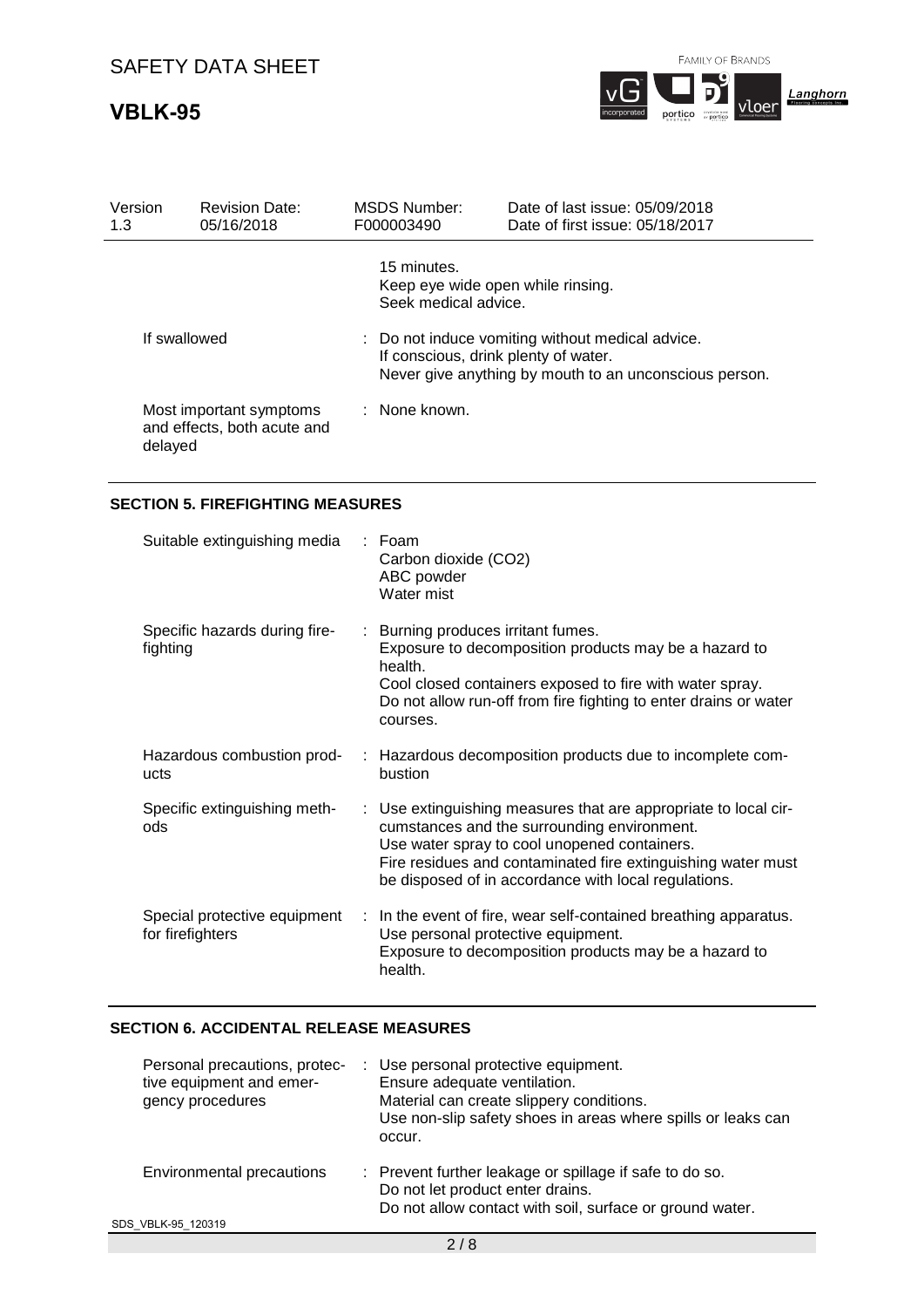15 minutes.
Keep eye wide open while rinsing.
Seek medical advice.

| | |
|---|---|
| If swallowed | : Do not induce vomiting without medical advice. If conscious, drink plenty of water. Never give anything by mouth to an unconscious person. |
| Most important symptoms and effects, both acute and delayed | : None known. |

## SECTION 5. FIREFIGHTING MEASURES

| | |
|---|---|
| Suitable extinguishing media | : Foam<br>Carbon dioxide ($CO_2$)<br>ABC powder<br>Water mist |
| Specific hazards during fire-fighting | : Burning produces irritant fumes.<br>Exposure to decomposition products may be a hazard to health.<br>Cool closed containers exposed to fire with water spray.<br>Do not allow run-off from fire fighting to enter drains or water courses. |
| Hazardous combustion products | : Hazardous decomposition products due to incomplete combustion |
| Specific extinguishing methods | : Use extinguishing measures that are appropriate to local circumstances and the surrounding environment.<br>Use water spray to cool unopened containers.<br>Fire residues and contaminated fire extinguishing water must be disposed of in accordance with local regulations. |
| Special protective equipment for firefighters | : In the event of fire, wear self-contained breathing apparatus.<br>Use personal protective equipment.<br>Exposure to decomposition products may be a hazard to health. |

## SECTION 6. ACCIDENTAL RELEASE MEASURES

| | |
|---|---|
| Personal precautions, protective equipment and emergency procedures | : Use personal protective equipment.<br>Ensure adequate ventilation.<br>Material can create slippery conditions.<br>Use non-slip safety shoes in areas where spills or leaks can occur. |
| Environmental precautions | : Prevent further leakage or spillage if safe to do so.<br>Do not let product enter drains.<br>Do not allow contact with soil, surface or ground water. |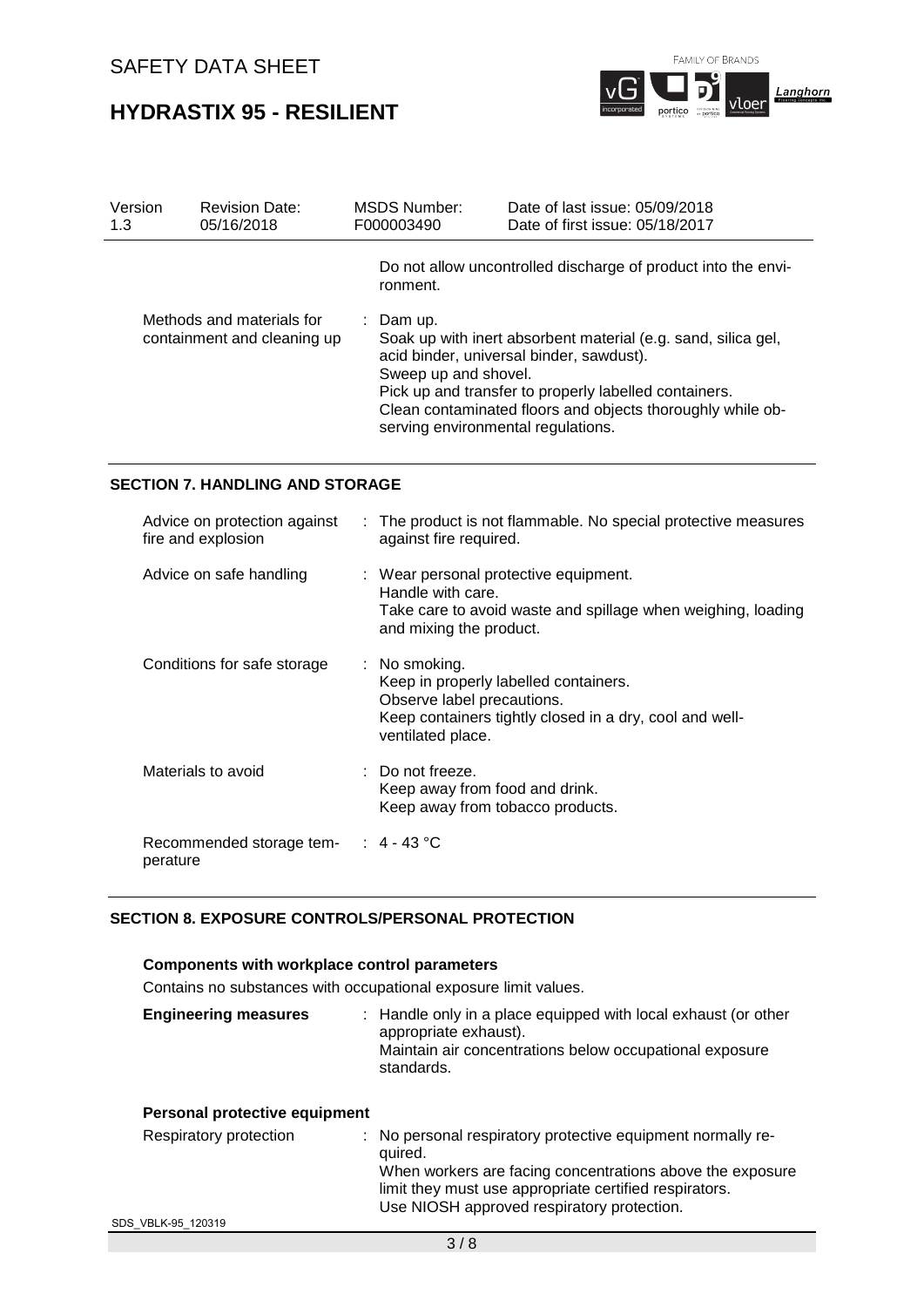Do not allow uncontrolled discharge of product into the environment.

| | |
|---|---|
| Methods and materials for containment and cleaning up | : Dam up.<br>Soak up with inert absorbent material (e.g. sand, silica gel, acid binder, universal binder, sawdust).<br>Sweep up and shovel.<br>Pick up and transfer to properly labelled containers.<br>Clean contaminated floors and objects thoroughly while observing environmental regulations. |

## SECTION 7. HANDLING AND STORAGE

| | |
|---|---|
| Advice on protection against fire and explosion | : The product is not flammable. No special protective measures against fire required. |
| Advice on safe handling | : Wear personal protective equipment.<br>Handle with care.<br>Take care to avoid waste and spillage when weighing, loading and mixing the product. |
| Conditions for safe storage | : No smoking.<br>Keep in properly labelled containers.<br>Observe label precautions.<br>Keep containers tightly closed in a dry, cool and well-ventilated place. |
| Materials to avoid | : Do not freeze.<br>Keep away from food and drink.<br>Keep away from tobacco products. |
| Recommended storage temperature | : 4 - 43 °C |

## SECTION 8. EXPOSURE CONTROLS/PERSONAL PROTECTION

### Components with workplace control parameters

Contains no substances with occupational exposure limit values.

| | |
|---|---|
| **Engineering measures** | : Handle only in a place equipped with local exhaust (or other appropriate exhaust).<br>Maintain air concentrations below occupational exposure standards. |

### Personal protective equipment

| | |
|---|---|
| Respiratory protection | : No personal respiratory protective equipment normally required.<br>When workers are facing concentrations above the exposure limit they must use appropriate certified respirators.<br>Use NIOSH approved respiratory protection. |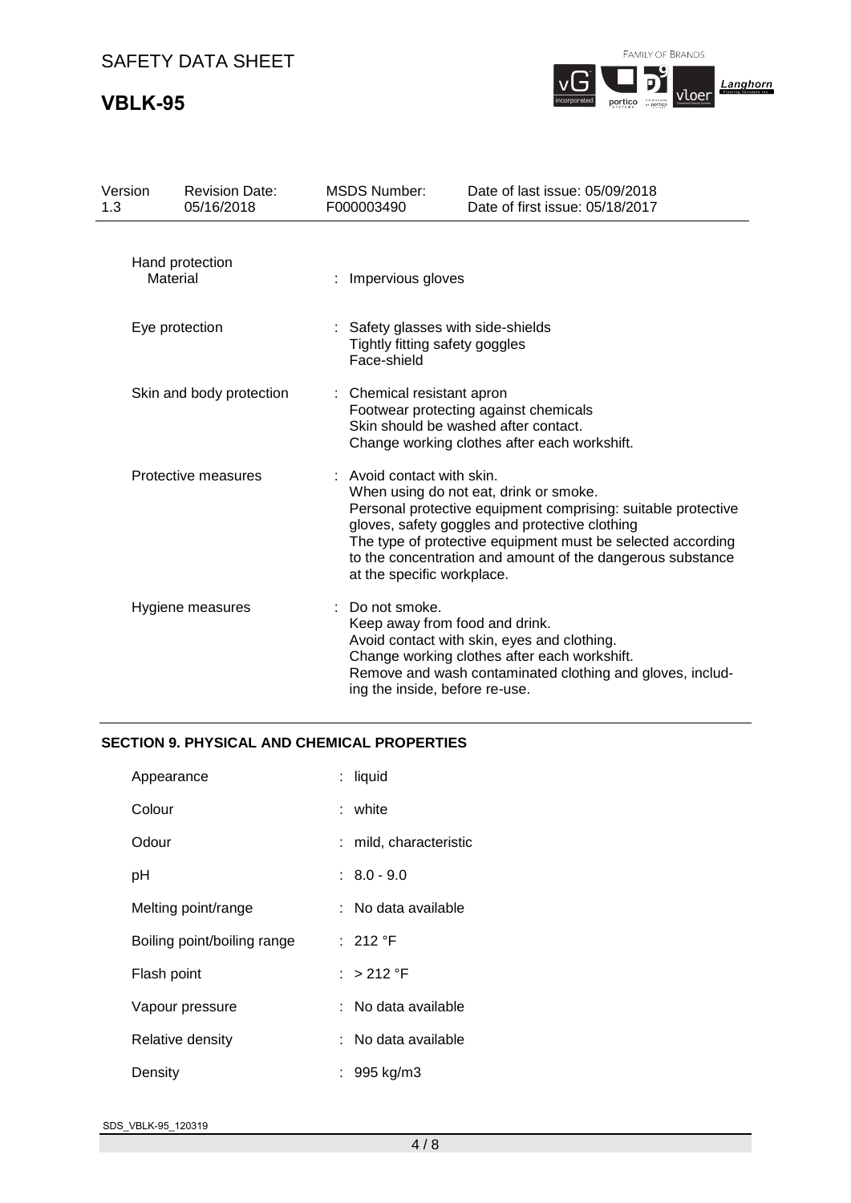| Hand protection | |
|---|---|
| Material | : Impervious gloves |
| Eye protection | : Safety glasses with side-shields<br>Tightly fitting safety goggles<br>Face-shield |
| Skin and body protection | : Chemical resistant apron<br>Footwear protecting against chemicals<br>Skin should be washed after contact.<br>Change working clothes after each workshift. |
| Protective measures | : Avoid contact with skin.<br>When using do not eat, drink or smoke.<br>Personal protective equipment comprising: suitable protective gloves, safety goggles and protective clothing<br>The type of protective equipment must be selected according to the concentration and amount of the dangerous substance at the specific workplace. |
| Hygiene measures | : Do not smoke.<br>Keep away from food and drink.<br>Avoid contact with skin, eyes and clothing.<br>Change working clothes after each workshift.<br>Remove and wash contaminated clothing and gloves, including the inside, before re-use. |

## SECTION 9. PHYSICAL AND CHEMICAL PROPERTIES

| | |
|---|---|
| Appearance | : liquid |
| Colour | : white |
| Odour | : mild, characteristic |
| pH | : 8.0 - 9.0 |
| Melting point/range | : No data available |
| Boiling point/boiling range | : 212 °F |
| Flash point | : > 212 °F |
| Vapour pressure | : No data available |
| Relative density | : No data available |
| Density | : 995 kg/m3 |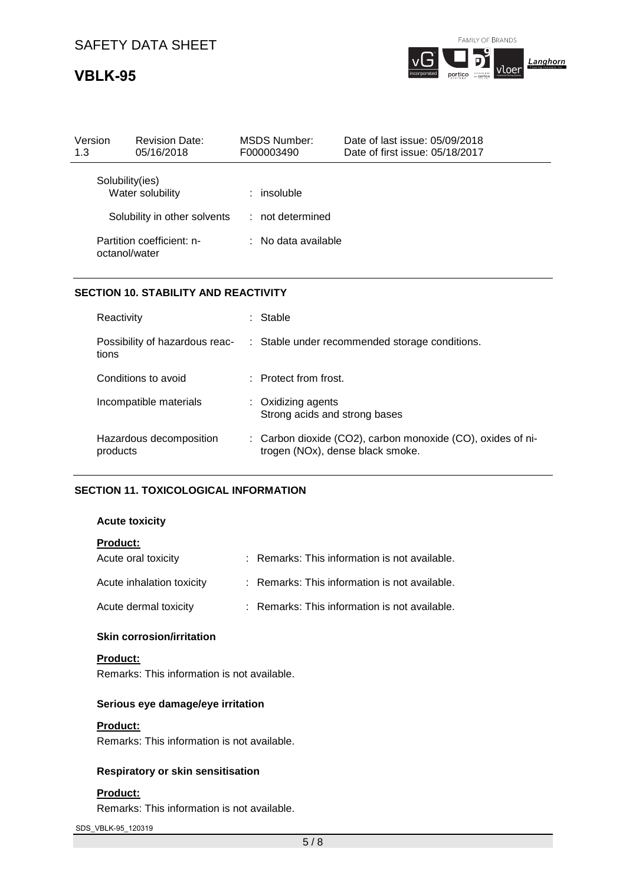| Version | Revision Date: | MSDS Number: | Date of last issue: 05/09/2018 |
| --- | --- | --- | --- |
| 1.3 | 05/16/2018 | F000003490 | Date of first issue: 05/18/2017 |

Solubility(ies)

Water solubility : insoluble

Solubility in other solvents : not determined

Partition coefficient: n-octanol/water : No data available

## SECTION 10. STABILITY AND REACTIVITY

Reactivity : Stable

Possibility of hazardous reactions : Stable under recommended storage conditions.

Conditions to avoid : Protect from frost.

Incompatible materials : Oxidizing agents
Strong acids and strong bases

Hazardous decomposition products : Carbon dioxide ($CO_2$), carbon monoxide (CO), oxides of nitrogen ($NO_x$), dense black smoke.

## SECTION 11. TOXICOLOGICAL INFORMATION

### Acute toxicity

**Product:**

Acute oral toxicity : Remarks: This information is not available.

Acute inhalation toxicity : Remarks: This information is not available.

Acute dermal toxicity : Remarks: This information is not available.

### Skin corrosion/irritation

**Product:**

Remarks: This information is not available.

### Serious eye damage/eye irritation

**Product:**

Remarks: This information is not available.

### Respiratory or skin sensitisation

**Product:**

Remarks: This information is not available.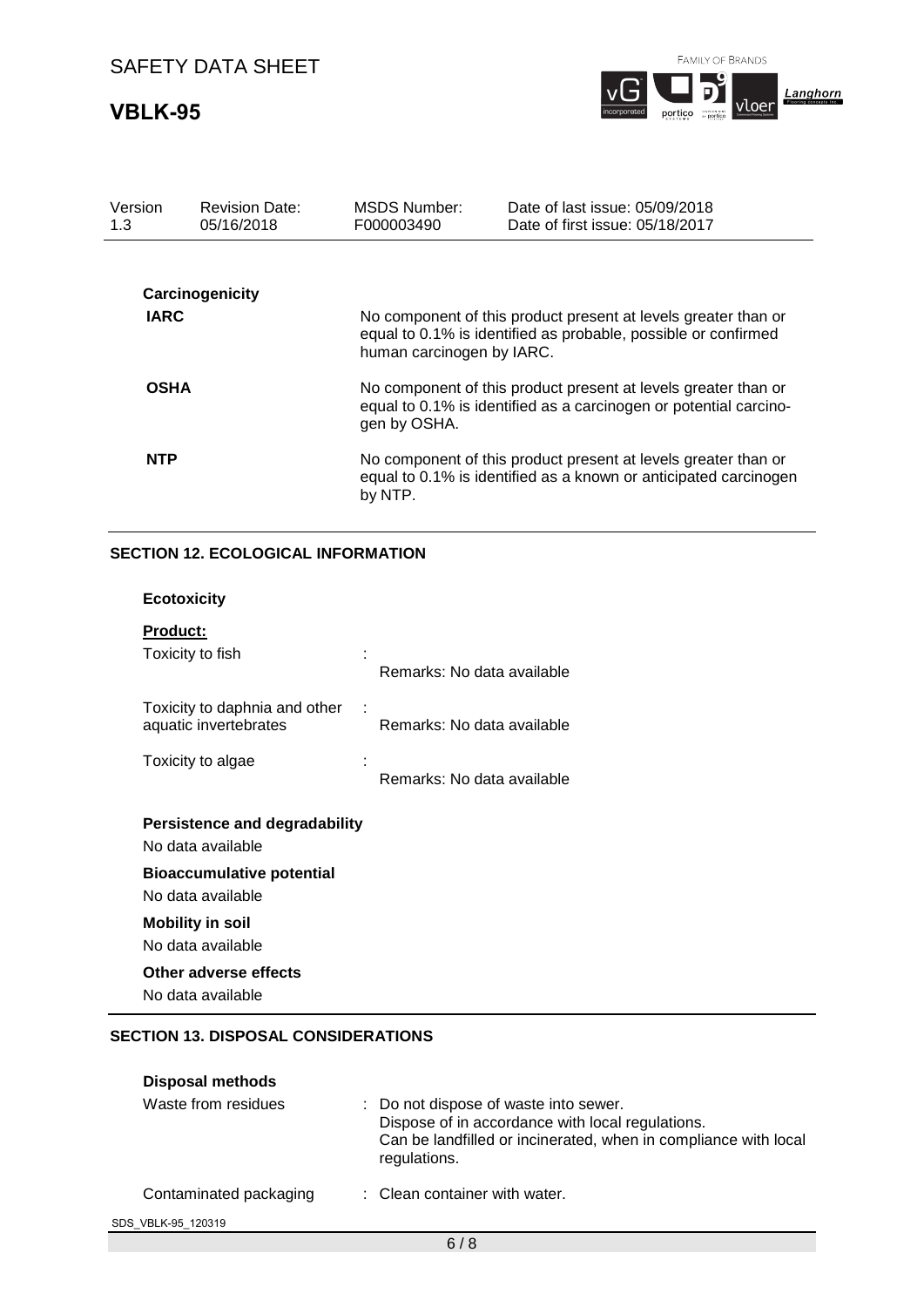| Version 1.3 | Revision Date: 05/16/2018 | MSDS Number: F000003490 | Date of last issue: 05/09/2018<br>Date of first issue: 05/18/2017 |
|---|---|---|---|

**Carcinogenicity**

| | |
|---|---|
| **IARC** | No component of this product present at levels greater than or equal to 0.1% is identified as probable, possible or confirmed human carcinogen by IARC. |
| **OSHA** | No component of this product present at levels greater than or equal to 0.1% is identified as a carcinogen or potential carcinogen by OSHA. |
| **NTP** | No component of this product present at levels greater than or equal to 0.1% is identified as a known or anticipated carcinogen by NTP. |

## SECTION 12. ECOLOGICAL INFORMATION

**Ecotoxicity**

**Product:**

| | |
|---|---|
| Toxicity to fish | : Remarks: No data available |
| Toxicity to daphnia and other aquatic invertebrates | : Remarks: No data available |
| Toxicity to algae | : Remarks: No data available |

**Persistence and degradability**

No data available

**Bioaccumulative potential**

No data available

**Mobility in soil**

No data available

**Other adverse effects**

No data available

## SECTION 13. DISPOSAL CONSIDERATIONS

**Disposal methods**

| | |
|---|---|
| Waste from residues | : Do not dispose of waste into sewer.<br>Dispose of in accordance with local regulations.<br>Can be landfilled or incinerated, when in compliance with local regulations. |
| Contaminated packaging | : Clean container with water. |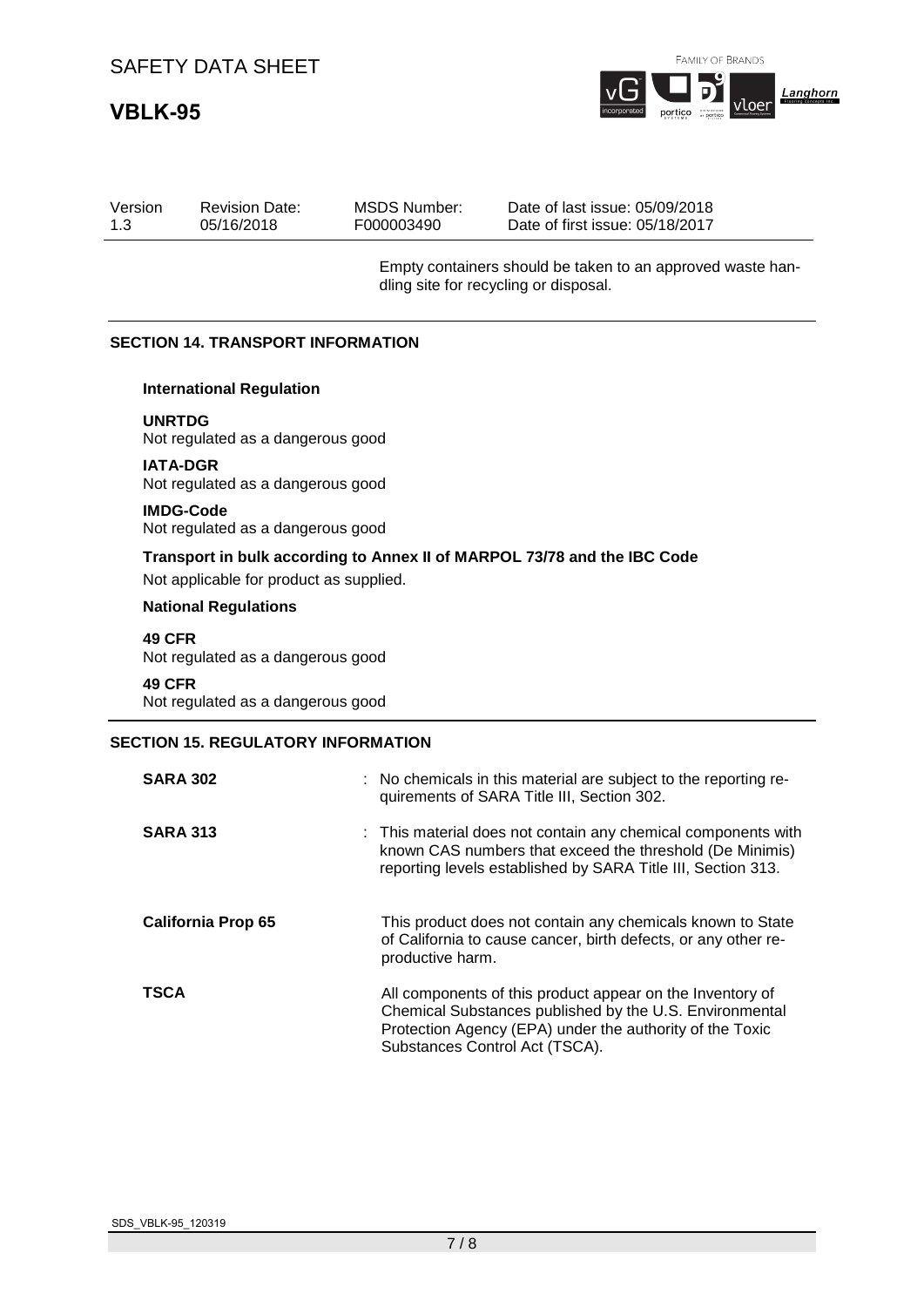| Version | Revision Date: | MSDS Number: | Date of last issue: 05/09/2018 |
|---|---|---|---|
| 1.3 | 05/16/2018 | F000003490 | Date of first issue: 05/18/2017 |

Empty containers should be taken to an approved waste handling site for recycling or disposal.

## SECTION 14. TRANSPORT INFORMATION

**International Regulation**

**UNRTDG**
Not regulated as a dangerous good

**IATA-DGR**
Not regulated as a dangerous good

**IMDG-Code**
Not regulated as a dangerous good

**Transport in bulk according to Annex II of MARPOL 73/78 and the IBC Code**

Not applicable for product as supplied.

**National Regulations**

**49 CFR**
Not regulated as a dangerous good

**49 CFR**
Not regulated as a dangerous good

## SECTION 15. REGULATORY INFORMATION

**SARA 302** : No chemicals in this material are subject to the reporting requirements of SARA Title III, Section 302.

**SARA 313** : This material does not contain any chemical components with known CAS numbers that exceed the threshold (De Minimis) reporting levels established by SARA Title III, Section 313.

**California Prop 65** This product does not contain any chemicals known to State of California to cause cancer, birth defects, or any other reproductive harm.

**TSCA** All components of this product appear on the Inventory of Chemical Substances published by the U.S. Environmental Protection Agency (EPA) under the authority of the Toxic Substances Control Act (TSCA).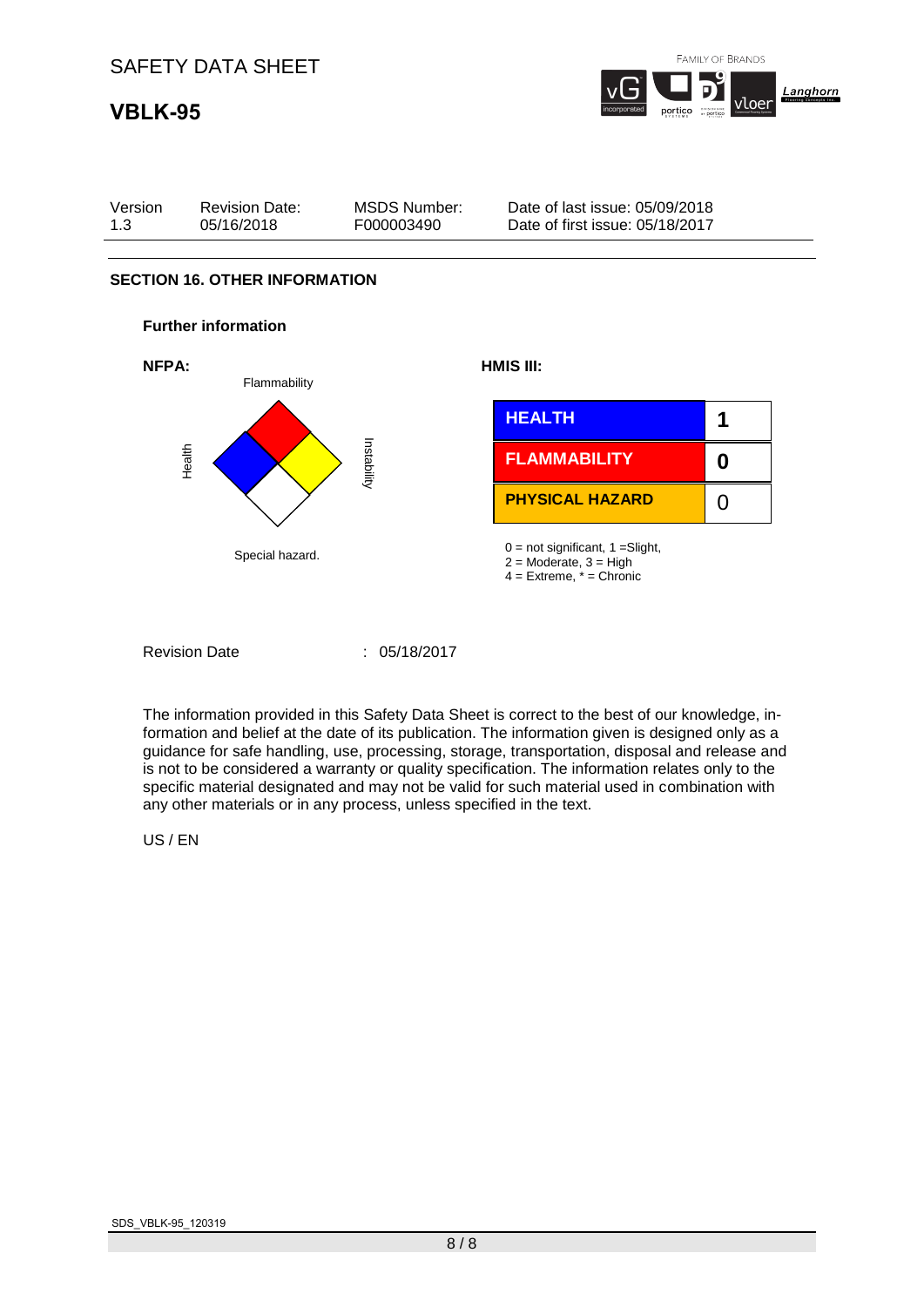SAFETY DATA SHEET

# VBLK-95

| Version | Revision Date: | MSDS Number: | Date of last issue: 05/09/2018 |
|---|---|---|---|
| 1.3 | 05/16/2018 | F000003490 | Date of first issue: 05/18/2017 |

## SECTION 16. OTHER INFORMATION

### Further information

**NFPA:**

Flammability

Health

Instability

Special hazard.

**HMIS III:**

| | |
|---|---|
| **HEALTH** | **1** |
| **FLAMMABILITY** | **0** |
| **PHYSICAL HAZARD** | 0 |

0 = not significant, 1 =Slight,
2 = Moderate, 3 = High
4 = Extreme, * = Chronic

Revision Date : 05/18/2017

The information provided in this Safety Data Sheet is correct to the best of our knowledge, information and belief at the date of its publication. The information given is designed only as a guidance for safe handling, use, processing, storage, transportation, disposal and release and is not to be considered a warranty or quality specification. The information relates only to the specific material designated and may not be valid for such material used in combination with any other materials or in any process, unless specified in the text.

US / EN

SDS_VBLK-95_120319